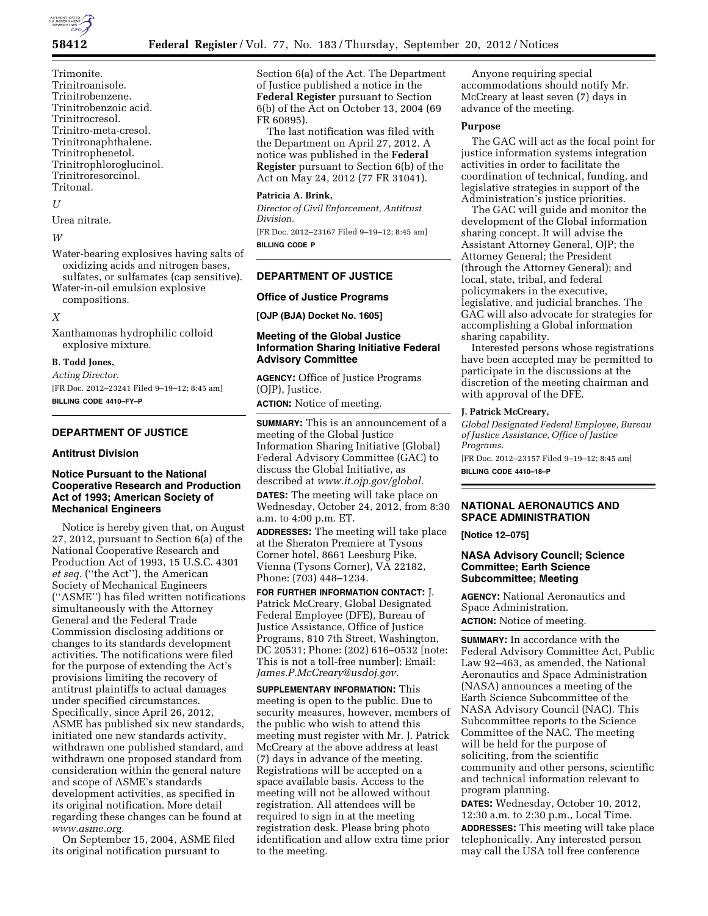Trimonite.
Trinitroanisole.
Trinitrobenzene.
Trinitrobenzoic acid.
Trinitrocresol.
Trinitro-meta-cresol.
Trinitronaphthalene.
Trinitrophenetol.
Trinitrophloroglucinol.
Trinitroresorcinol.
Tritonal.

*U*

Urea nitrate.

*W*

Water-bearing explosives having salts of oxidizing acids and nitrogen bases, sulfates, or sulfamates (cap sensitive).
Water-in-oil emulsion explosive compositions.

*X*

Xanthamonas hydrophilic colloid explosive mixture.

**B. Todd Jones,**

*Acting Director.*

[FR Doc. 2012–23241 Filed 9–19–12; 8:45 am]

**BILLING CODE 4410–FY–P**

---

## DEPARTMENT OF JUSTICE

### Antitrust Division

### Notice Pursuant to the National Cooperative Research and Production Act of 1993; American Society of Mechanical Engineers

Notice is hereby given that, on August 27, 2012, pursuant to Section 6(a) of the National Cooperative Research and Production Act of 1993, 15 U.S.C. 4301 *et seq.* (''the Act''), the American Society of Mechanical Engineers (''ASME'') has filed written notifications simultaneously with the Attorney General and the Federal Trade Commission disclosing additions or changes to its standards development activities. The notifications were filed for the purpose of extending the Act's provisions limiting the recovery of antitrust plaintiffs to actual damages under specified circumstances. Specifically, since April 26, 2012, ASME has published six new standards, initiated one new standards activity, withdrawn one published standard, and withdrawn one proposed standard from consideration within the general nature and scope of ASME's standards development activities, as specified in its original notification. More detail regarding these changes can be found at *www.asme.org.*

On September 15, 2004, ASME filed its original notification pursuant to Section 6(a) of the Act. The Department of Justice published a notice in the **Federal Register** pursuant to Section 6(b) of the Act on October 13, 2004 (69 FR 60895).

The last notification was filed with the Department on April 27, 2012. A notice was published in the **Federal Register** pursuant to Section 6(b) of the Act on May 24, 2012 (77 FR 31041).

**Patricia A. Brink,**

*Director of Civil Enforcement, Antitrust Division.*

[FR Doc. 2012–23167 Filed 9–19–12; 8:45 am]

**BILLING CODE P**

---

## DEPARTMENT OF JUSTICE

### Office of Justice Programs

**[OJP (BJA) Docket No. 1605]**

### Meeting of the Global Justice Information Sharing Initiative Federal Advisory Committee

**AGENCY:** Office of Justice Programs (OJP), Justice.

**ACTION:** Notice of meeting.

**SUMMARY:** This is an announcement of a meeting of the Global Justice Information Sharing Initiative (Global) Federal Advisory Committee (GAC) to discuss the Global Initiative, as described at *www.it.ojp.gov/global.*

**DATES:** The meeting will take place on Wednesday, October 24, 2012, from 8:30 a.m. to 4:00 p.m. ET.

**ADDRESSES:** The meeting will take place at the Sheraton Premiere at Tysons Corner hotel, 8661 Leesburg Pike, Vienna (Tysons Corner), VA 22182, Phone: (703) 448–1234.

**FOR FURTHER INFORMATION CONTACT:** J. Patrick McCreary, Global Designated Federal Employee (DFE), Bureau of Justice Assistance, Office of Justice Programs, 810 7th Street, Washington, DC 20531; Phone: (202) 616–0532 [note: This is not a toll-free number]; Email: *James.P.McCreary@usdoj.gov.*

**SUPPLEMENTARY INFORMATION:** This meeting is open to the public. Due to security measures, however, members of the public who wish to attend this meeting must register with Mr. J. Patrick McCreary at the above address at least (7) days in advance of the meeting. Registrations will be accepted on a space available basis. Access to the meeting will not be allowed without registration. All attendees will be required to sign in at the meeting registration desk. Please bring photo identification and allow extra time prior to the meeting.

Anyone requiring special accommodations should notify Mr. McCreary at least seven (7) days in advance of the meeting.

#### Purpose

The GAC will act as the focal point for justice information systems integration activities in order to facilitate the coordination of technical, funding, and legislative strategies in support of the Administration's justice priorities.

The GAC will guide and monitor the development of the Global information sharing concept. It will advise the Assistant Attorney General, OJP; the Attorney General; the President (through the Attorney General); and local, state, tribal, and federal policymakers in the executive, legislative, and judicial branches. The GAC will also advocate for strategies for accomplishing a Global information sharing capability.

Interested persons whose registrations have been accepted may be permitted to participate in the discussions at the discretion of the meeting chairman and with approval of the DFE.

**J. Patrick McCreary,**

*Global Designated Federal Employee, Bureau of Justice Assistance, Office of Justice Programs.*

[FR Doc. 2012–23157 Filed 9–19–12; 8:45 am]

**BILLING CODE 4410–18–P**

---

## NATIONAL AERONAUTICS AND SPACE ADMINISTRATION

**[Notice 12–075]**

### NASA Advisory Council; Science Committee; Earth Science Subcommittee; Meeting

**AGENCY:** National Aeronautics and Space Administration.

**ACTION:** Notice of meeting.

**SUMMARY:** In accordance with the Federal Advisory Committee Act, Public Law 92–463, as amended, the National Aeronautics and Space Administration (NASA) announces a meeting of the Earth Science Subcommittee of the NASA Advisory Council (NAC). This Subcommittee reports to the Science Committee of the NAC. The meeting will be held for the purpose of soliciting, from the scientific community and other persons, scientific and technical information relevant to program planning.

**DATES:** Wednesday, October 10, 2012, 12:30 a.m. to 2:30 p.m., Local Time.

**ADDRESSES:** This meeting will take place telephonically. Any interested person may call the USA toll free conference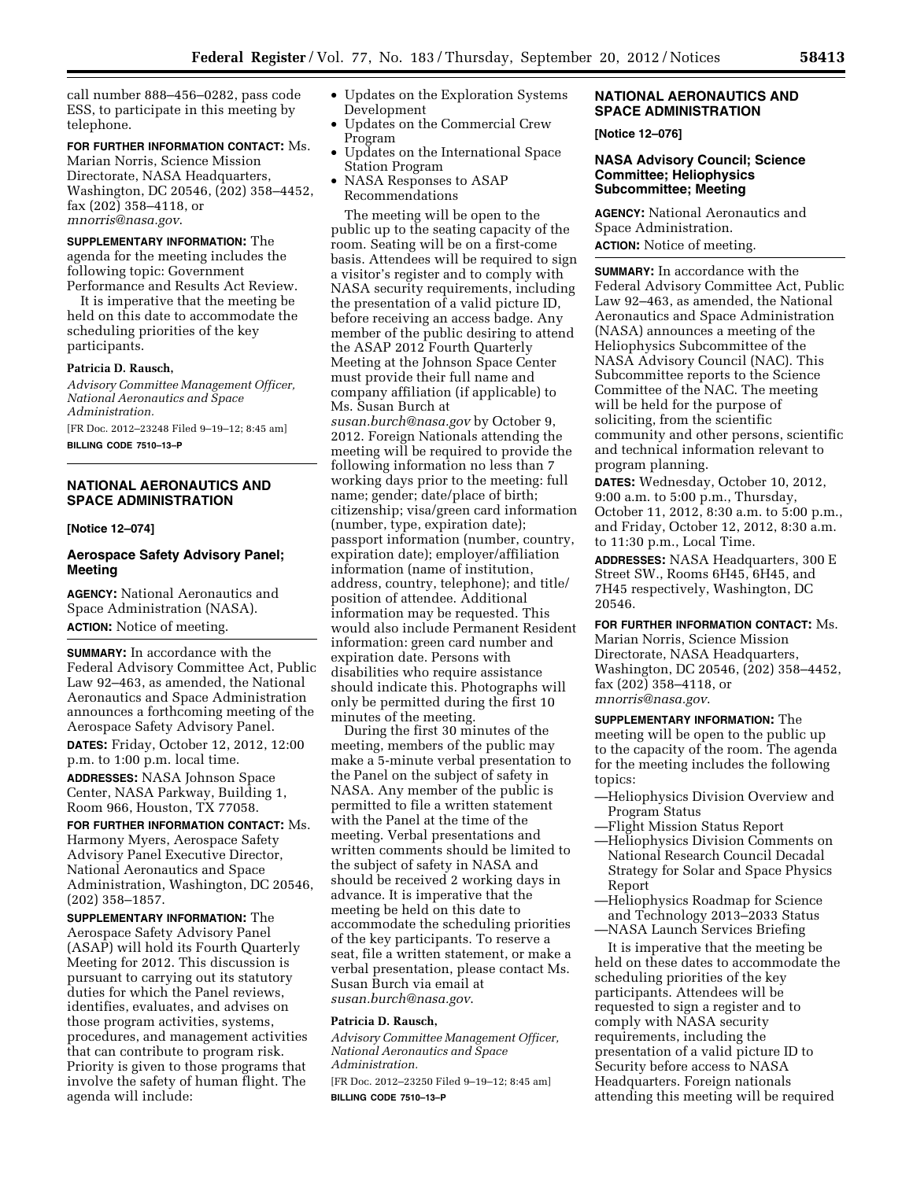call number 888–456–0282, pass code ESS, to participate in this meeting by telephone.

**FOR FURTHER INFORMATION CONTACT:** Ms. Marian Norris, Science Mission Directorate, NASA Headquarters, Washington, DC 20546, (202) 358–4452, fax (202) 358–4118, or *mnorris@nasa.gov*.

**SUPPLEMENTARY INFORMATION:** The agenda for the meeting includes the following topic: Government Performance and Results Act Review.

It is imperative that the meeting be held on this date to accommodate the scheduling priorities of the key participants.

**Patricia D. Rausch,**

*Advisory Committee Management Officer, National Aeronautics and Space Administration.*

[FR Doc. 2012–23248 Filed 9–19–12; 8:45 am]

**BILLING CODE 7510–13–P**

## NATIONAL AERONAUTICS AND SPACE ADMINISTRATION

**[Notice 12–074]**

### Aerospace Safety Advisory Panel; Meeting

**AGENCY:** National Aeronautics and Space Administration (NASA).

**ACTION:** Notice of meeting.

**SUMMARY:** In accordance with the Federal Advisory Committee Act, Public Law 92–463, as amended, the National Aeronautics and Space Administration announces a forthcoming meeting of the Aerospace Safety Advisory Panel.

**DATES:** Friday, October 12, 2012, 12:00 p.m. to 1:00 p.m. local time.

**ADDRESSES:** NASA Johnson Space Center, NASA Parkway, Building 1, Room 966, Houston, TX 77058.

**FOR FURTHER INFORMATION CONTACT:** Ms. Harmony Myers, Aerospace Safety Advisory Panel Executive Director, National Aeronautics and Space Administration, Washington, DC 20546, (202) 358–1857.

**SUPPLEMENTARY INFORMATION:** The Aerospace Safety Advisory Panel (ASAP) will hold its Fourth Quarterly Meeting for 2012. This discussion is pursuant to carrying out its statutory duties for which the Panel reviews, identifies, evaluates, and advises on those program activities, systems, procedures, and management activities that can contribute to program risk. Priority is given to those programs that involve the safety of human flight. The agenda will include:

- Updates on the Exploration Systems Development
- Updates on the Commercial Crew Program
- Updates on the International Space Station Program
- NASA Responses to ASAP Recommendations

The meeting will be open to the public up to the seating capacity of the room. Seating will be on a first-come basis. Attendees will be required to sign a visitor's register and to comply with NASA security requirements, including the presentation of a valid picture ID, before receiving an access badge. Any member of the public desiring to attend the ASAP 2012 Fourth Quarterly Meeting at the Johnson Space Center must provide their full name and company affiliation (if applicable) to Ms. Susan Burch at *susan.burch@nasa.gov* by October 9, 2012. Foreign Nationals attending the meeting will be required to provide the following information no less than 7 working days prior to the meeting: full name; gender; date/place of birth; citizenship; visa/green card information (number, type, expiration date); passport information (number, country, expiration date); employer/affiliation information (name of institution, address, country, telephone); and title/position of attendee. Additional information may be requested. This would also include Permanent Resident information: green card number and expiration date. Persons with disabilities who require assistance should indicate this. Photographs will only be permitted during the first 10 minutes of the meeting.

During the first 30 minutes of the meeting, members of the public may make a 5-minute verbal presentation to the Panel on the subject of safety in NASA. Any member of the public is permitted to file a written statement with the Panel at the time of the meeting. Verbal presentations and written comments should be limited to the subject of safety in NASA and should be received 2 working days in advance. It is imperative that the meeting be held on this date to accommodate the scheduling priorities of the key participants. To reserve a seat, file a written statement, or make a verbal presentation, please contact Ms. Susan Burch via email at *susan.burch@nasa.gov*.

**Patricia D. Rausch,**

*Advisory Committee Management Officer, National Aeronautics and Space Administration.*

[FR Doc. 2012–23250 Filed 9–19–12; 8:45 am]

**BILLING CODE 7510–13–P**

## NATIONAL AERONAUTICS AND SPACE ADMINISTRATION

**[Notice 12–076]**

### NASA Advisory Council; Science Committee; Heliophysics Subcommittee; Meeting

**AGENCY:** National Aeronautics and Space Administration.

**ACTION:** Notice of meeting.

**SUMMARY:** In accordance with the Federal Advisory Committee Act, Public Law 92–463, as amended, the National Aeronautics and Space Administration (NASA) announces a meeting of the Heliophysics Subcommittee of the NASA Advisory Council (NAC). This Subcommittee reports to the Science Committee of the NAC. The meeting will be held for the purpose of soliciting, from the scientific community and other persons, scientific and technical information relevant to program planning.

**DATES:** Wednesday, October 10, 2012, 9:00 a.m. to 5:00 p.m., Thursday, October 11, 2012, 8:30 a.m. to 5:00 p.m., and Friday, October 12, 2012, 8:30 a.m. to 11:30 p.m., Local Time.

**ADDRESSES:** NASA Headquarters, 300 E Street SW., Rooms 6H45, 6H45, and 7H45 respectively, Washington, DC 20546.

**FOR FURTHER INFORMATION CONTACT:** Ms. Marian Norris, Science Mission Directorate, NASA Headquarters, Washington, DC 20546, (202) 358–4452, fax (202) 358–4118, or *mnorris@nasa.gov*.

**SUPPLEMENTARY INFORMATION:** The meeting will be open to the public up to the capacity of the room. The agenda for the meeting includes the following topics:

—Heliophysics Division Overview and Program Status
—Flight Mission Status Report
—Heliophysics Division Comments on National Research Council Decadal Strategy for Solar and Space Physics Report
—Heliophysics Roadmap for Science and Technology 2013–2033 Status
—NASA Launch Services Briefing

It is imperative that the meeting be held on these dates to accommodate the scheduling priorities of the key participants. Attendees will be requested to sign a register and to comply with NASA security requirements, including the presentation of a valid picture ID to Security before access to NASA Headquarters. Foreign nationals attending this meeting will be required